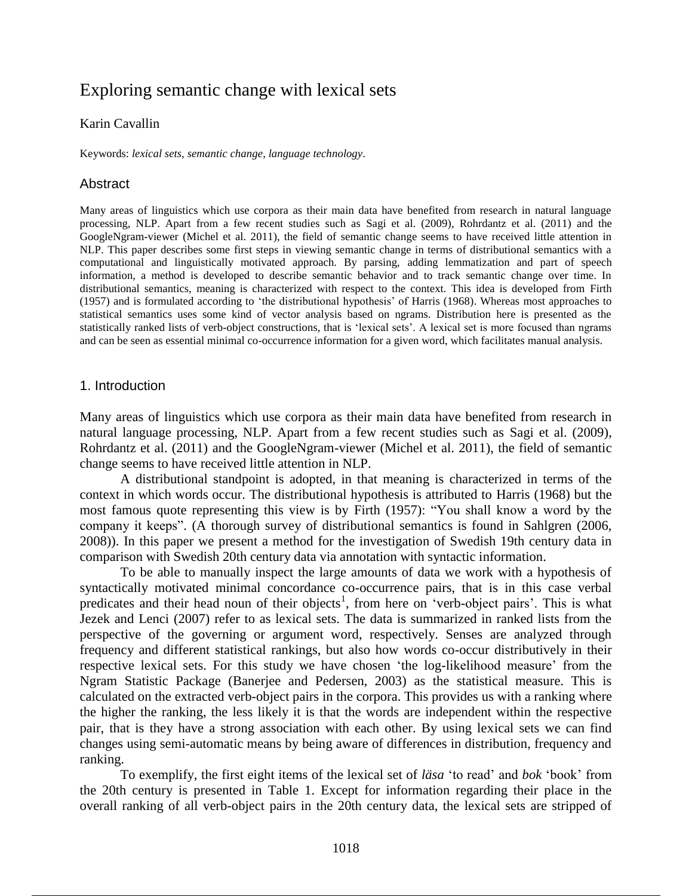# Exploring semantic change with lexical sets

Karin Cavallin

Keywords: *lexical sets*, *semantic change*, *language technology*.

## Abstract

Many areas of linguistics which use corpora as their main data have benefited from research in natural language processing, NLP. Apart from a few recent studies such as Sagi et al. (2009), Rohrdantz et al. (2011) and the GoogleNgram-viewer (Michel et al. 2011), the field of semantic change seems to have received little attention in NLP. This paper describes some first steps in viewing semantic change in terms of distributional semantics with a computational and linguistically motivated approach. By parsing, adding lemmatization and part of speech information, a method is developed to describe semantic behavior and to track semantic change over time. In distributional semantics, meaning is characterized with respect to the context. This idea is developed from Firth (1957) and is formulated according to 'the distributional hypothesis' of Harris (1968). Whereas most approaches to statistical semantics uses some kind of vector analysis based on ngrams. Distribution here is presented as the statistically ranked lists of verb-object constructions, that is 'lexical sets'. A lexical set is more focused than ngrams and can be seen as essential minimal co-occurrence information for a given word, which facilitates manual analysis.

## 1. Introduction

Many areas of linguistics which use corpora as their main data have benefited from research in natural language processing, NLP. Apart from a few recent studies such as Sagi et al. (2009), Rohrdantz et al. (2011) and the GoogleNgram-viewer (Michel et al. 2011), the field of semantic change seems to have received little attention in NLP.

A distributional standpoint is adopted, in that meaning is characterized in terms of the context in which words occur. The distributional hypothesis is attributed to Harris (1968) but the most famous quote representing this view is by Firth (1957): "You shall know a word by the company it keeps". (A thorough survey of distributional semantics is found in Sahlgren (2006, 2008)). In this paper we present a method for the investigation of Swedish 19th century data in comparison with Swedish 20th century data via annotation with syntactic information.

To be able to manually inspect the large amounts of data we work with a hypothesis of syntactically motivated minimal concordance co-occurrence pairs, that is in this case verbal predicates and their head noun of their objects[1], from here on 'verb-object pairs'. This is what Jezek and Lenci (2007) refer to as lexical sets. The data is summarized in ranked lists from the perspective of the governing or argument word, respectively. Senses are analyzed through frequency and different statistical rankings, but also how words co-occur distributively in their respective lexical sets. For this study we have chosen 'the log-likelihood measure' from the Ngram Statistic Package (Banerjee and Pedersen, 2003) as the statistical measure. This is calculated on the extracted verb-object pairs in the corpora. This provides us with a ranking where the higher the ranking, the less likely it is that the words are independent within the respective pair, that is they have a strong association with each other. By using lexical sets we can find changes using semi-automatic means by being aware of differences in distribution, frequency and ranking.

To exemplify, the first eight items of the lexical set of *läsa* 'to read' and *bok* 'book' from the 20th century is presented in Table 1. Except for information regarding their place in the overall ranking of all verb-object pairs in the 20th century data, the lexical sets are stripped of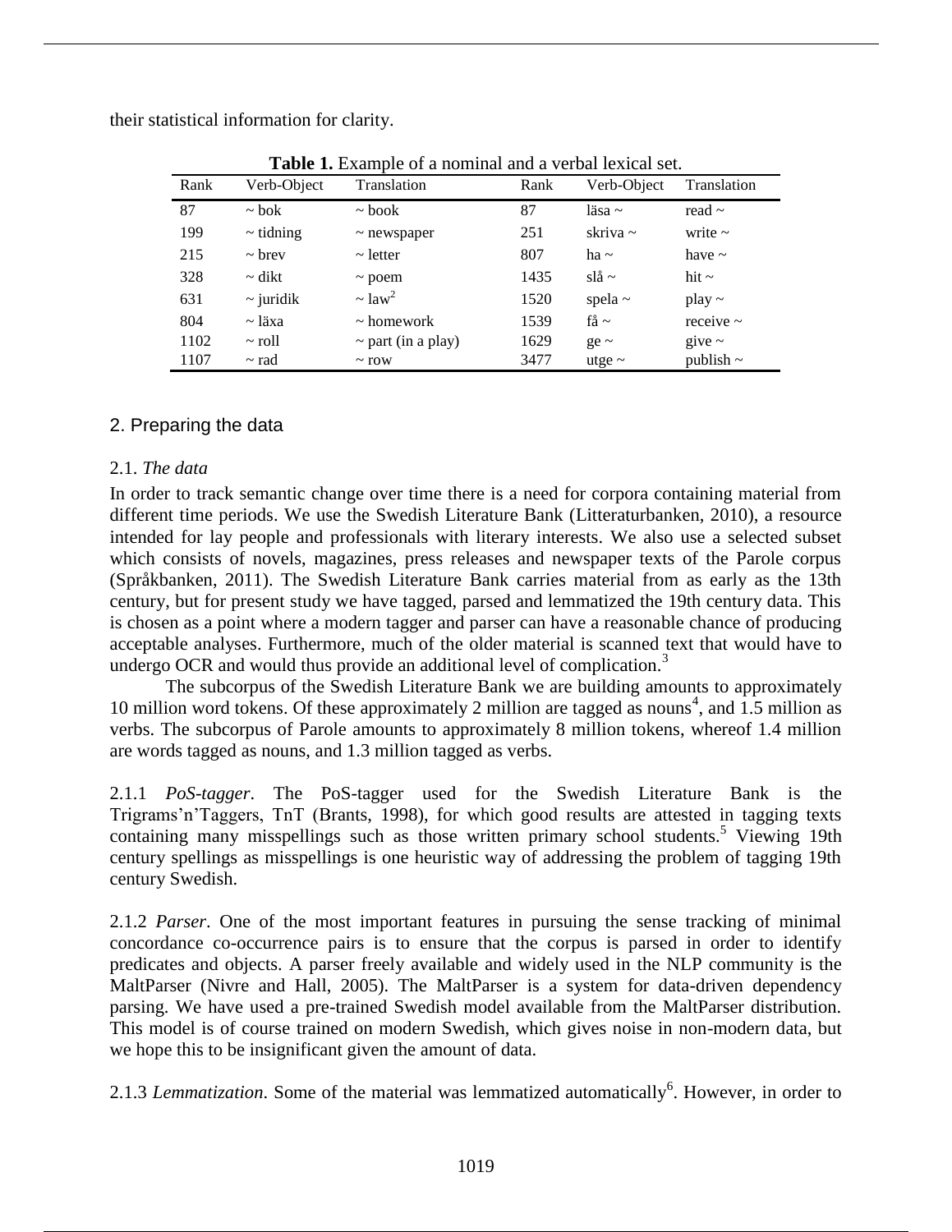their statistical information for clarity.

**Table 1.** Example of a nominal and a verbal lexical set.

| Rank | Verb-Object | Translation | Rank | Verb-Object | Translation |
|---|---|---|---|---|---|
| 87 | ~ bok | ~ book | 87 | läsa ~ | read ~ |
| 199 | ~ tidning | ~ newspaper | 251 | skriva ~ | write ~ |
| 215 | ~ brev | ~ letter | 807 | ha ~ | have ~ |
| 328 | ~ dikt | ~ poem | 1435 | slå ~ | hit ~ |
| 631 | ~ juridik | ~ law[2] | 1520 | spela ~ | play ~ |
| 804 | ~ läxa | ~ homework | 1539 | få ~ | receive ~ |
| 1102 | ~ roll | ~ part (in a play) | 1629 | ge ~ | give ~ |
| 1107 | ~ rad | ~ row | 3477 | utge ~ | publish ~ |

## 2. Preparing the data

### 2.1. *The data*

In order to track semantic change over time there is a need for corpora containing material from different time periods. We use the Swedish Literature Bank (Litteraturbanken, 2010), a resource intended for lay people and professionals with literary interests. We also use a selected subset which consists of novels, magazines, press releases and newspaper texts of the Parole corpus (Språkbanken, 2011). The Swedish Literature Bank carries material from as early as the 13th century, but for present study we have tagged, parsed and lemmatized the 19th century data. This is chosen as a point where a modern tagger and parser can have a reasonable chance of producing acceptable analyses. Furthermore, much of the older material is scanned text that would have to undergo OCR and would thus provide an additional level of complication.[3]

The subcorpus of the Swedish Literature Bank we are building amounts to approximately 10 million word tokens. Of these approximately 2 million are tagged as nouns[4], and 1.5 million as verbs. The subcorpus of Parole amounts to approximately 8 million tokens, whereof 1.4 million are words tagged as nouns, and 1.3 million tagged as verbs.

2.1.1 *PoS-tagger*. The PoS-tagger used for the Swedish Literature Bank is the Trigrams'n'Taggers, TnT (Brants, 1998), for which good results are attested in tagging texts containing many misspellings such as those written primary school students.[5] Viewing 19th century spellings as misspellings is one heuristic way of addressing the problem of tagging 19th century Swedish.

2.1.2 *Parser*. One of the most important features in pursuing the sense tracking of minimal concordance co-occurrence pairs is to ensure that the corpus is parsed in order to identify predicates and objects. A parser freely available and widely used in the NLP community is the MaltParser (Nivre and Hall, 2005). The MaltParser is a system for data-driven dependency parsing. We have used a pre-trained Swedish model available from the MaltParser distribution. This model is of course trained on modern Swedish, which gives noise in non-modern data, but we hope this to be insignificant given the amount of data.

2.1.3 *Lemmatization*. Some of the material was lemmatized automatically[6]. However, in order to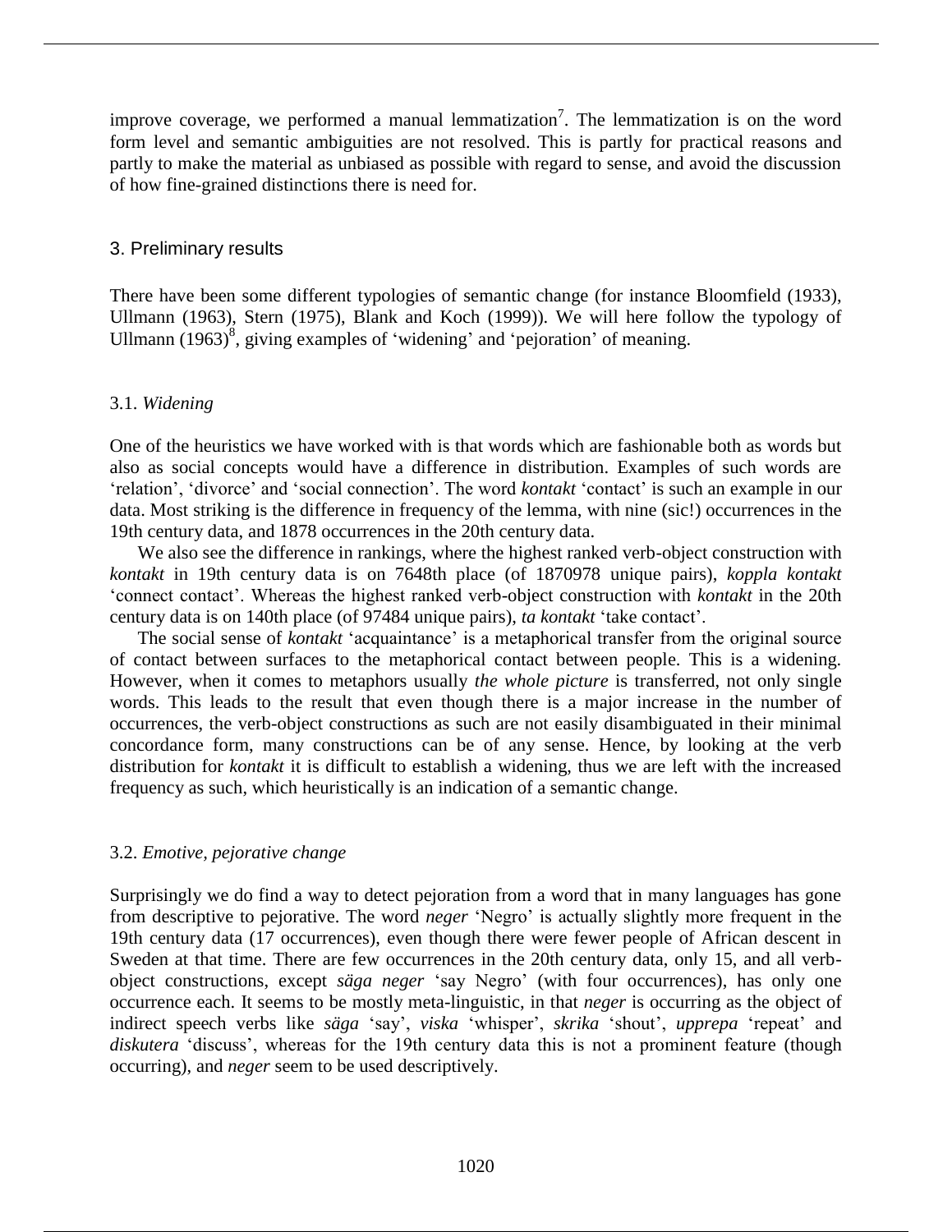improve coverage, we performed a manual lemmatization[7]. The lemmatization is on the word form level and semantic ambiguities are not resolved. This is partly for practical reasons and partly to make the material as unbiased as possible with regard to sense, and avoid the discussion of how fine-grained distinctions there is need for.

## 3. Preliminary results

There have been some different typologies of semantic change (for instance Bloomfield (1933), Ullmann (1963), Stern (1975), Blank and Koch (1999)). We will here follow the typology of Ullmann (1963)[8], giving examples of 'widening' and 'pejoration' of meaning.

### 3.1. *Widening*

One of the heuristics we have worked with is that words which are fashionable both as words but also as social concepts would have a difference in distribution. Examples of such words are 'relation', 'divorce' and 'social connection'. The word *kontakt* 'contact' is such an example in our data. Most striking is the difference in frequency of the lemma, with nine (sic!) occurrences in the 19th century data, and 1878 occurrences in the 20th century data.

We also see the difference in rankings, where the highest ranked verb-object construction with *kontakt* in 19th century data is on 7648th place (of 1870978 unique pairs), *koppla kontakt* 'connect contact'. Whereas the highest ranked verb-object construction with *kontakt* in the 20th century data is on 140th place (of 97484 unique pairs), *ta kontakt* 'take contact'.

The social sense of *kontakt* 'acquaintance' is a metaphorical transfer from the original source of contact between surfaces to the metaphorical contact between people. This is a widening. However, when it comes to metaphors usually *the whole picture* is transferred, not only single words. This leads to the result that even though there is a major increase in the number of occurrences, the verb-object constructions as such are not easily disambiguated in their minimal concordance form, many constructions can be of any sense. Hence, by looking at the verb distribution for *kontakt* it is difficult to establish a widening, thus we are left with the increased frequency as such, which heuristically is an indication of a semantic change.

### 3.2. *Emotive, pejorative change*

Surprisingly we do find a way to detect pejoration from a word that in many languages has gone from descriptive to pejorative. The word *neger* 'Negro' is actually slightly more frequent in the 19th century data (17 occurrences), even though there were fewer people of African descent in Sweden at that time. There are few occurrences in the 20th century data, only 15, and all verb-object constructions, except *säga neger* 'say Negro' (with four occurrences), has only one occurrence each. It seems to be mostly meta-linguistic, in that *neger* is occurring as the object of indirect speech verbs like *säga* 'say', *viska* 'whisper', *skrika* 'shout', *upprepa* 'repeat' and *diskutera* 'discuss', whereas for the 19th century data this is not a prominent feature (though occurring), and *neger* seem to be used descriptively.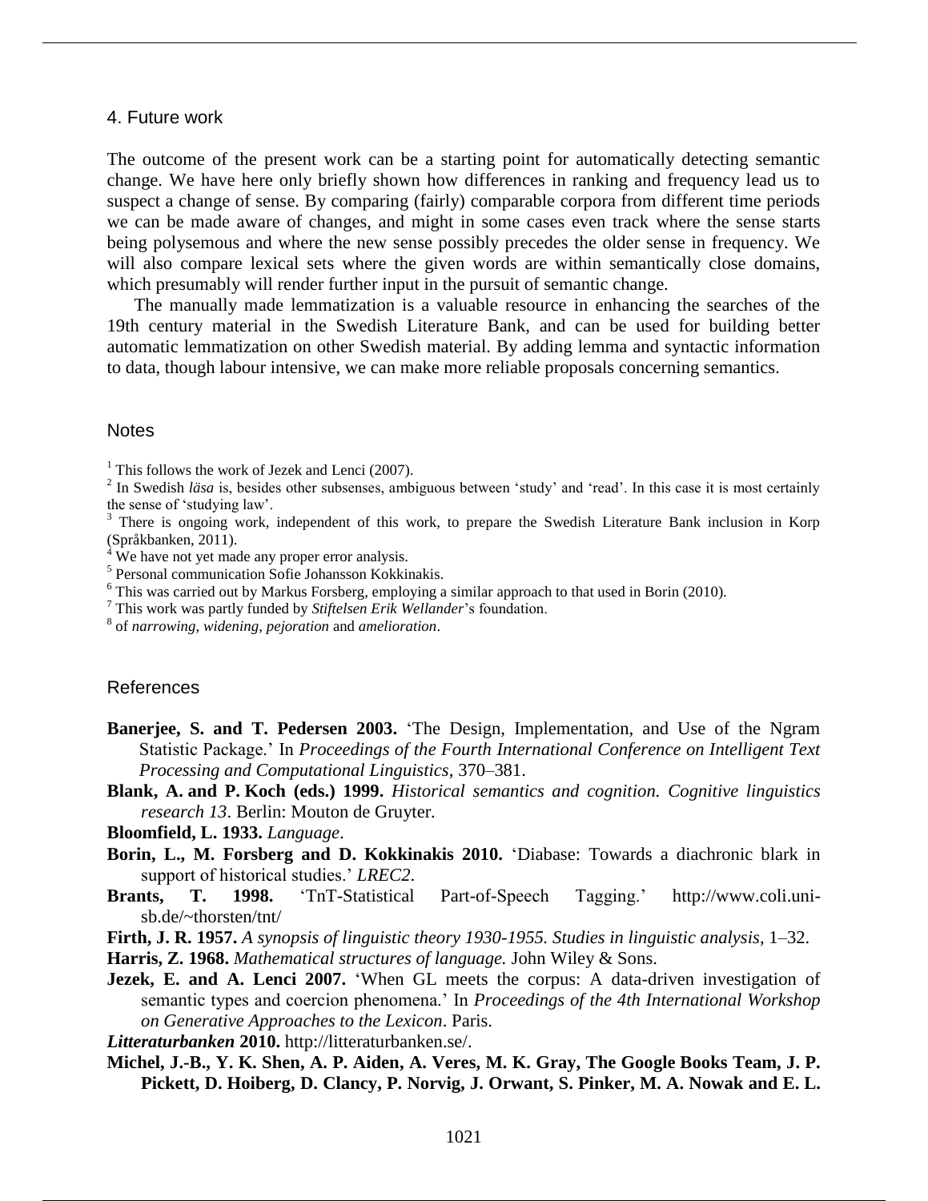## 4. Future work

The outcome of the present work can be a starting point for automatically detecting semantic change. We have here only briefly shown how differences in ranking and frequency lead us to suspect a change of sense. By comparing (fairly) comparable corpora from different time periods we can be made aware of changes, and might in some cases even track where the sense starts being polysemous and where the new sense possibly precedes the older sense in frequency. We will also compare lexical sets where the given words are within semantically close domains, which presumably will render further input in the pursuit of semantic change.

The manually made lemmatization is a valuable resource in enhancing the searches of the 19th century material in the Swedish Literature Bank, and can be used for building better automatic lemmatization on other Swedish material. By adding lemma and syntactic information to data, though labour intensive, we can make more reliable proposals concerning semantics.

## Notes

[1] This follows the work of Jezek and Lenci (2007).

[2] In Swedish *läsa* is, besides other subsenses, ambiguous between 'study' and 'read'. In this case it is most certainly the sense of 'studying law'.

[3] There is ongoing work, independent of this work, to prepare the Swedish Literature Bank inclusion in Korp (Språkbanken, 2011).

[4] We have not yet made any proper error analysis.

[5] Personal communication Sofie Johansson Kokkinakis.

[6] This was carried out by Markus Forsberg, employing a similar approach to that used in Borin (2010).

[7] This work was partly funded by *Stiftelsen Erik Wellander*'s foundation.

[8] of *narrowing*, *widening*, *pejoration* and *amelioration*.

## References

**Banerjee, S. and T. Pedersen 2003.** 'The Design, Implementation, and Use of the Ngram Statistic Package.' In *Proceedings of the Fourth International Conference on Intelligent Text Processing and Computational Linguistics*, 370–381.

**Blank, A. and P. Koch (eds.) 1999.** *Historical semantics and cognition. Cognitive linguistics research 13*. Berlin: Mouton de Gruyter.

**Bloomfield, L. 1933.** *Language*.

**Borin, L., M. Forsberg and D. Kokkinakis 2010.** 'Diabase: Towards a diachronic blark in support of historical studies.' *LREC2*.

**Brants, T. 1998.** 'TnT-Statistical Part-of-Speech Tagging.' http://www.coli.uni-sb.de/~thorsten/tnt/

**Firth, J. R. 1957.** *A synopsis of linguistic theory 1930-1955. Studies in linguistic analysis*, 1–32.

**Harris, Z. 1968.** *Mathematical structures of language.* John Wiley & Sons.

**Jezek, E. and A. Lenci 2007.** 'When GL meets the corpus: A data-driven investigation of semantic types and coercion phenomena.' In *Proceedings of the 4th International Workshop on Generative Approaches to the Lexicon*. Paris.

***Litteraturbanken* 2010.** http://litteraturbanken.se/.

**Michel, J.-B., Y. K. Shen, A. P. Aiden, A. Veres, M. K. Gray, The Google Books Team, J. P. Pickett, D. Hoiberg, D. Clancy, P. Norvig, J. Orwant, S. Pinker, M. A. Nowak and E. L.**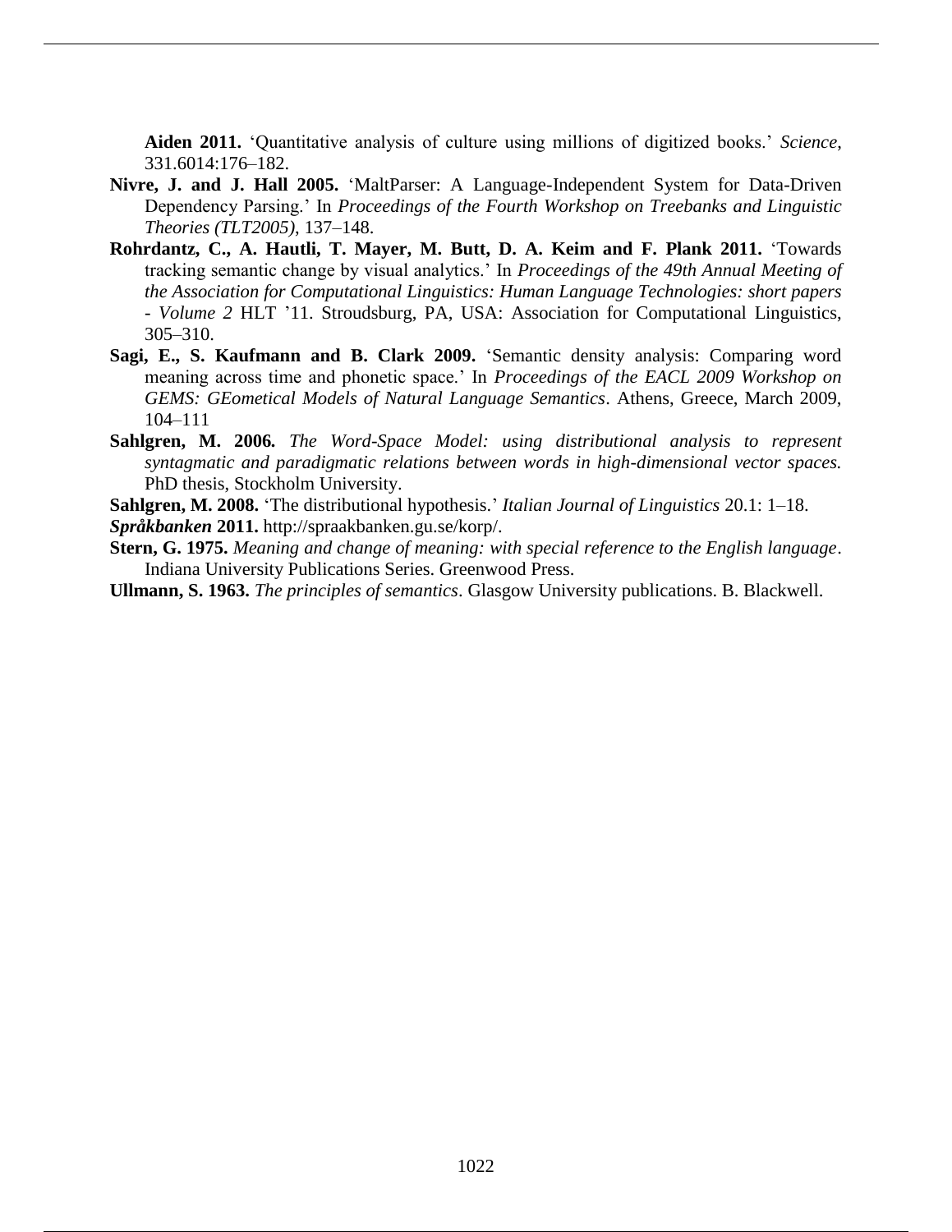**Aiden 2011.** 'Quantitative analysis of culture using millions of digitized books.' *Science*, 331.6014:176–182.

**Nivre, J. and J. Hall 2005.** 'MaltParser: A Language-Independent System for Data-Driven Dependency Parsing.' In *Proceedings of the Fourth Workshop on Treebanks and Linguistic Theories (TLT2005)*, 137–148.

**Rohrdantz, C., A. Hautli, T. Mayer, M. Butt, D. A. Keim and F. Plank 2011.** 'Towards tracking semantic change by visual analytics.' In *Proceedings of the 49th Annual Meeting of the Association for Computational Linguistics: Human Language Technologies: short papers - Volume 2* HLT '11. Stroudsburg, PA, USA: Association for Computational Linguistics, 305–310.

**Sagi, E., S. Kaufmann and B. Clark 2009.** 'Semantic density analysis: Comparing word meaning across time and phonetic space.' In *Proceedings of the EACL 2009 Workshop on GEMS: GEometical Models of Natural Language Semantics*. Athens, Greece, March 2009, 104–111

**Sahlgren, M. 2006.** *The Word-Space Model: using distributional analysis to represent syntagmatic and paradigmatic relations between words in high-dimensional vector spaces.* PhD thesis, Stockholm University.

**Sahlgren, M. 2008.** 'The distributional hypothesis.' *Italian Journal of Linguistics* 20.1: 1–18.

***Språkbanken* 2011.** http://spraakbanken.gu.se/korp/.

**Stern, G. 1975.** *Meaning and change of meaning: with special reference to the English language*. Indiana University Publications Series. Greenwood Press.

**Ullmann, S. 1963.** *The principles of semantics*. Glasgow University publications. B. Blackwell.